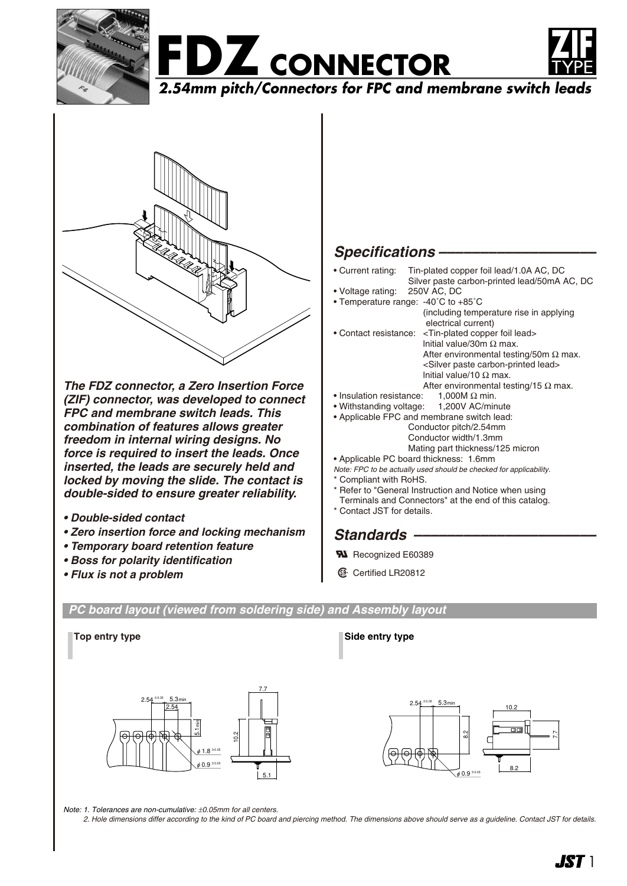# FDZ CONNECTOR

ZIF TYPE

*2.54mm pitch/Connectors for FPC and membrane switch leads*

***The FDZ connector, a Zero Insertion Force (ZIF) connector, was developed to connect FPC and membrane switch leads. This combination of features allows greater freedom in internal wiring designs. No force is required to insert the leads. Once inserted, the leads are securely held and locked by moving the slide. The contact is double-sided to ensure greater reliability.***

- ***Double-sided contact***
- ***Zero insertion force and locking mechanism***
- ***Temporary board retention feature***
- ***Boss for polarity identification***
- ***Flux is not a problem***

## Specifications

- Current rating: Tin-plated copper foil lead/1.0A AC, DC
  Silver paste carbon-printed lead/50mA AC, DC
- Voltage rating: 250V AC, DC
- Temperature range: -40˚C to +85˚C
  (including temperature rise in applying electrical current)
- Contact resistance: <Tin-plated copper foil lead>
  Initial value/30m Ω max.
  After environmental testing/50m Ω max.
  <Silver paste carbon-printed lead>
  Initial value/10 Ω max.
  After environmental testing/15 Ω max.
- Insulation resistance: 1,000M Ω min.
- Withstanding voltage: 1,200V AC/minute
- Applicable FPC and membrane switch lead:
  Conductor pitch/2.54mm
  Conductor width/1.3mm
  Mating part thickness/125 micron
- Applicable PC board thickness: 1.6mm

*Note: FPC to be actually used should be checked for applicability.*

\* Compliant with RoHS.
\* Refer to "General Instruction and Notice when using Terminals and Connectors" at the end of this catalog.
\* Contact JST for details.

## Standards

UL Recognized E60389

CSA Certified LR20812

## PC board layout (viewed from soldering side) and Assembly layout

**Top entry type**

**Side entry type**

*Note: 1. Tolerances are non-cumulative: ±0.05mm for all centers.*
*2. Hole dimensions differ according to the kind of PC board and piercing method. The dimensions above should serve as a guideline. Contact JST for details.*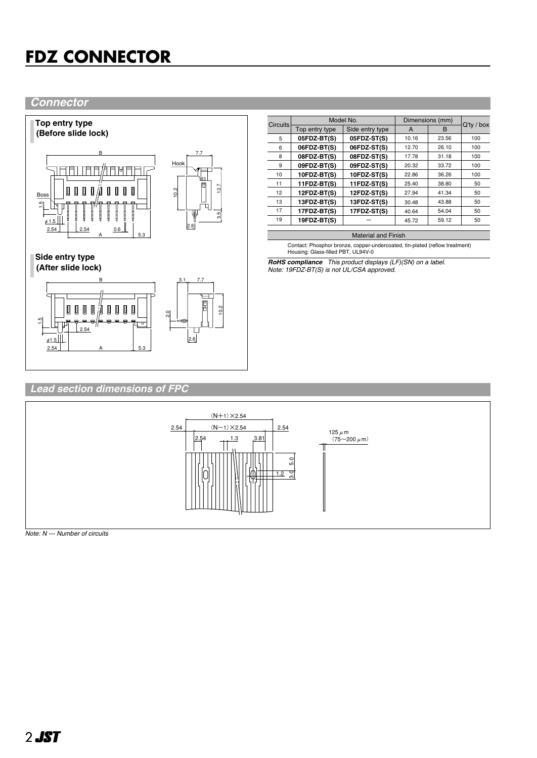# FDZ CONNECTOR

## Connector

**Top entry type (Before slide lock)**

B
7.7
Hook
Boss
1.5
10.2
12.7
3.5
ϕ 1.5
2.54
2.54
0.6
A
5.3
2.6

**Side entry type (After slide lock)**

B
3.1
7.7
1.5
2.0
10.2
2.54
ϕ1.5
2.54
A
5.3
2.6

| Circuits | Model No. | | Dimensions (mm) | | Q'ty / box |
|---|---|---|---|---|---|
| | Top entry type | Side entry type | A | B | |
| 5 | **05FDZ-BT(S)** | **05FDZ-ST(S)** | 10.16 | 23.56 | 100 |
| 6 | **06FDZ-BT(S)** | **06FDZ-ST(S)** | 12.70 | 26.10 | 100 |
| 8 | **08FDZ-BT(S)** | **08FDZ-ST(S)** | 17.78 | 31.18 | 100 |
| 9 | **09FDZ-BT(S)** | **09FDZ-ST(S)** | 20.32 | 33.72 | 100 |
| 10 | **10FDZ-BT(S)** | **10FDZ-ST(S)** | 22.86 | 36.26 | 100 |
| 11 | **11FDZ-BT(S)** | **11FDZ-ST(S)** | 25.40 | 38.80 | 50 |
| 12 | **12FDZ-BT(S)** | **12FDZ-ST(S)** | 27.94 | 41.34 | 50 |
| 13 | **13FDZ-BT(S)** | **13FDZ-ST(S)** | 30.48 | 43.88 | 50 |
| 17 | **17FDZ-BT(S)** | **17FDZ-ST(S)** | 40.64 | 54.04 | 50 |
| 19 | **19FDZ-BT(S)** | — | 45.72 | 59.12 | 50 |

**Material and Finish**

Contact: Phosphor bronze, copper-undercoated, tin-plated (reflow treatment)
Housing: Glass-filled PBT, UL94V-0

***RoHS compliance*** *This product displays (LF)(SN) on a label.*
*Note: 19FDZ-BT(S) is not UL/CSA approved.*

## Lead section dimensions of FPC

(N+1)×2.54
2.54
(N−1)×2.54
2.54
2.54
1.3
3.81
5.0
1.2
3.0
125 μm
(75~200 μm)

*Note: N --- Number of circuits*